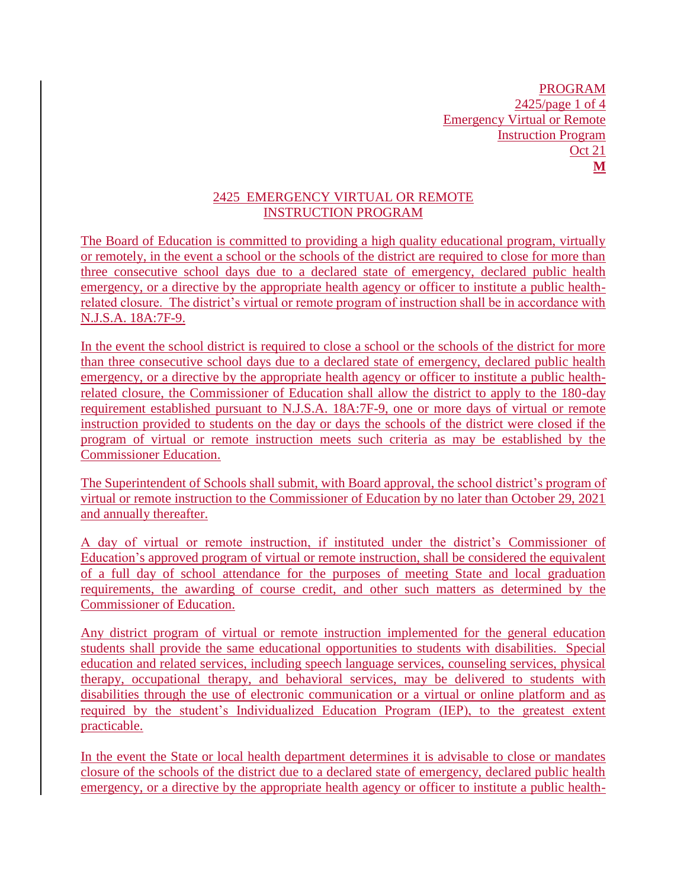PROGRAM
2425/page 1 of 4
Emergency Virtual or Remote
Instruction Program
Oct 21
**M**

# 2425 EMERGENCY VIRTUAL OR REMOTE INSTRUCTION PROGRAM

The Board of Education is committed to providing a high quality educational program, virtually or remotely, in the event a school or the schools of the district are required to close for more than three consecutive school days due to a declared state of emergency, declared public health emergency, or a directive by the appropriate health agency or officer to institute a public health-related closure. The district's virtual or remote program of instruction shall be in accordance with N.J.S.A. 18A:7F-9.

In the event the school district is required to close a school or the schools of the district for more than three consecutive school days due to a declared state of emergency, declared public health emergency, or a directive by the appropriate health agency or officer to institute a public health-related closure, the Commissioner of Education shall allow the district to apply to the 180-day requirement established pursuant to N.J.S.A. 18A:7F-9, one or more days of virtual or remote instruction provided to students on the day or days the schools of the district were closed if the program of virtual or remote instruction meets such criteria as may be established by the Commissioner Education.

The Superintendent of Schools shall submit, with Board approval, the school district's program of virtual or remote instruction to the Commissioner of Education by no later than October 29, 2021 and annually thereafter.

A day of virtual or remote instruction, if instituted under the district's Commissioner of Education's approved program of virtual or remote instruction, shall be considered the equivalent of a full day of school attendance for the purposes of meeting State and local graduation requirements, the awarding of course credit, and other such matters as determined by the Commissioner of Education.

Any district program of virtual or remote instruction implemented for the general education students shall provide the same educational opportunities to students with disabilities. Special education and related services, including speech language services, counseling services, physical therapy, occupational therapy, and behavioral services, may be delivered to students with disabilities through the use of electronic communication or a virtual or online platform and as required by the student's Individualized Education Program (IEP), to the greatest extent practicable.

In the event the State or local health department determines it is advisable to close or mandates closure of the schools of the district due to a declared state of emergency, declared public health emergency, or a directive by the appropriate health agency or officer to institute a public health-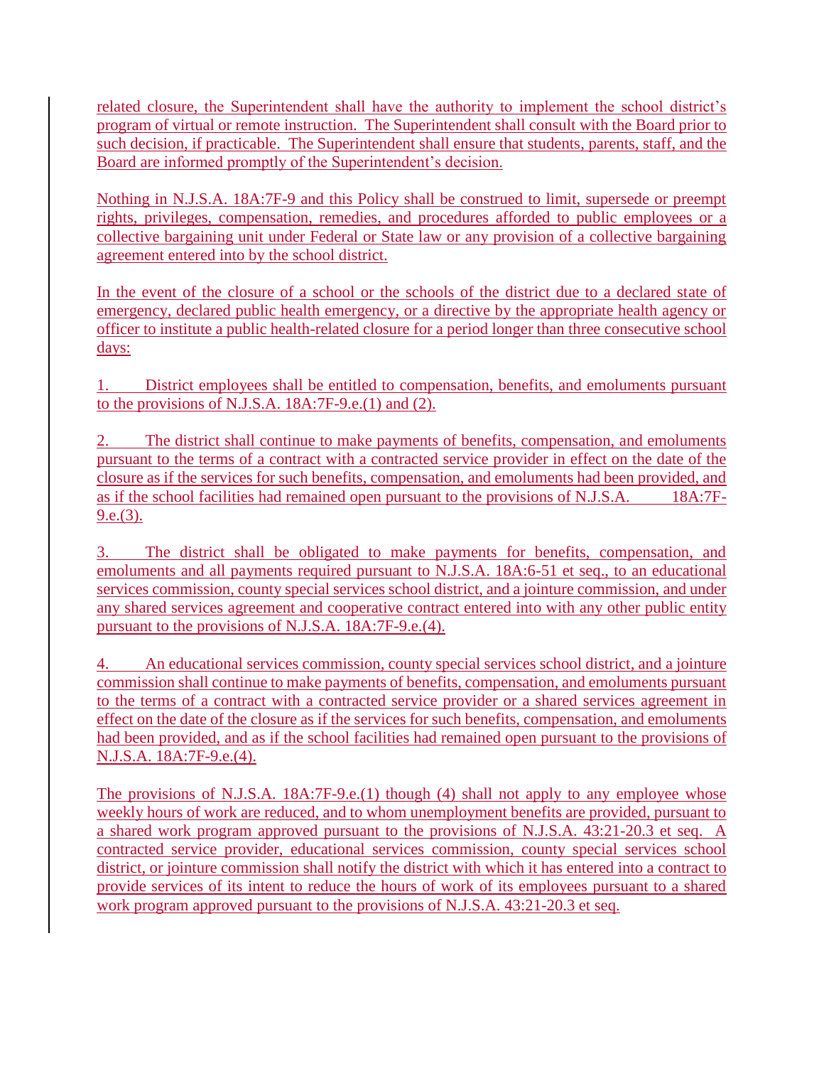related closure, the Superintendent shall have the authority to implement the school district's program of virtual or remote instruction. The Superintendent shall consult with the Board prior to such decision, if practicable. The Superintendent shall ensure that students, parents, staff, and the Board are informed promptly of the Superintendent's decision.

Nothing in N.J.S.A. 18A:7F-9 and this Policy shall be construed to limit, supersede or preempt rights, privileges, compensation, remedies, and procedures afforded to public employees or a collective bargaining unit under Federal or State law or any provision of a collective bargaining agreement entered into by the school district.

In the event of the closure of a school or the schools of the district due to a declared state of emergency, declared public health emergency, or a directive by the appropriate health agency or officer to institute a public health-related closure for a period longer than three consecutive school days:

1. District employees shall be entitled to compensation, benefits, and emoluments pursuant to the provisions of N.J.S.A. 18A:7F-9.e.(1) and (2).

2. The district shall continue to make payments of benefits, compensation, and emoluments pursuant to the terms of a contract with a contracted service provider in effect on the date of the closure as if the services for such benefits, compensation, and emoluments had been provided, and as if the school facilities had remained open pursuant to the provisions of N.J.S.A. 18A:7F-9.e.(3).

3. The district shall be obligated to make payments for benefits, compensation, and emoluments and all payments required pursuant to N.J.S.A. 18A:6-51 et seq., to an educational services commission, county special services school district, and a jointure commission, and under any shared services agreement and cooperative contract entered into with any other public entity pursuant to the provisions of N.J.S.A. 18A:7F-9.e.(4).

4. An educational services commission, county special services school district, and a jointure commission shall continue to make payments of benefits, compensation, and emoluments pursuant to the terms of a contract with a contracted service provider or a shared services agreement in effect on the date of the closure as if the services for such benefits, compensation, and emoluments had been provided, and as if the school facilities had remained open pursuant to the provisions of N.J.S.A. 18A:7F-9.e.(4).

The provisions of N.J.S.A. 18A:7F-9.e.(1) though (4) shall not apply to any employee whose weekly hours of work are reduced, and to whom unemployment benefits are provided, pursuant to a shared work program approved pursuant to the provisions of N.J.S.A. 43:21-20.3 et seq. A contracted service provider, educational services commission, county special services school district, or jointure commission shall notify the district with which it has entered into a contract to provide services of its intent to reduce the hours of work of its employees pursuant to a shared work program approved pursuant to the provisions of N.J.S.A. 43:21-20.3 et seq.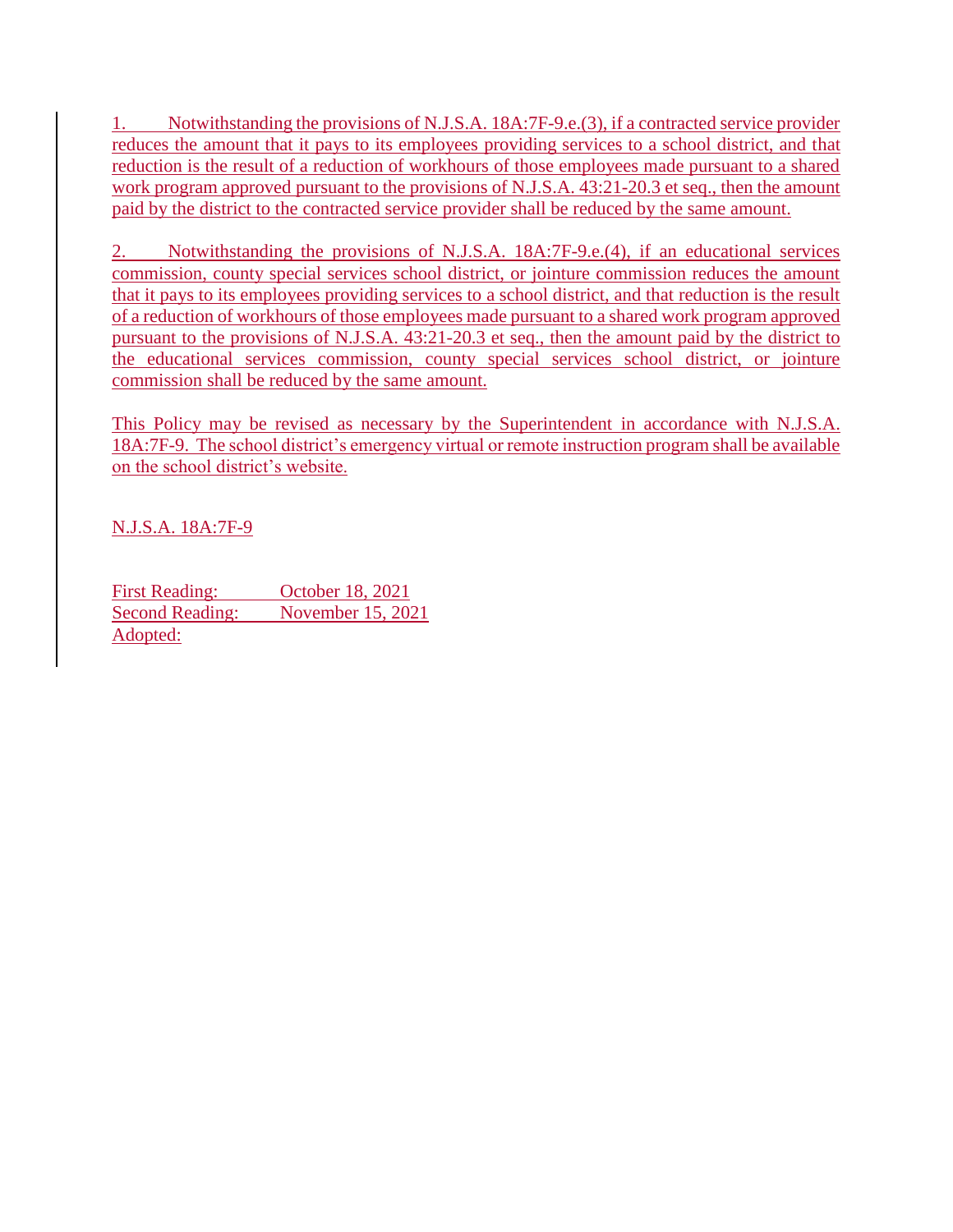1. Notwithstanding the provisions of N.J.S.A. 18A:7F-9.e.(3), if a contracted service provider reduces the amount that it pays to its employees providing services to a school district, and that reduction is the result of a reduction of workhours of those employees made pursuant to a shared work program approved pursuant to the provisions of N.J.S.A. 43:21-20.3 et seq., then the amount paid by the district to the contracted service provider shall be reduced by the same amount.

2. Notwithstanding the provisions of N.J.S.A. 18A:7F-9.e.(4), if an educational services commission, county special services school district, or jointure commission reduces the amount that it pays to its employees providing services to a school district, and that reduction is the result of a reduction of workhours of those employees made pursuant to a shared work program approved pursuant to the provisions of N.J.S.A. 43:21-20.3 et seq., then the amount paid by the district to the educational services commission, county special services school district, or jointure commission shall be reduced by the same amount.

This Policy may be revised as necessary by the Superintendent in accordance with N.J.S.A. 18A:7F-9. The school district's emergency virtual or remote instruction program shall be available on the school district's website.

N.J.S.A. 18A:7F-9

First Reading: October 18, 2021
Second Reading: November 15, 2021
Adopted: